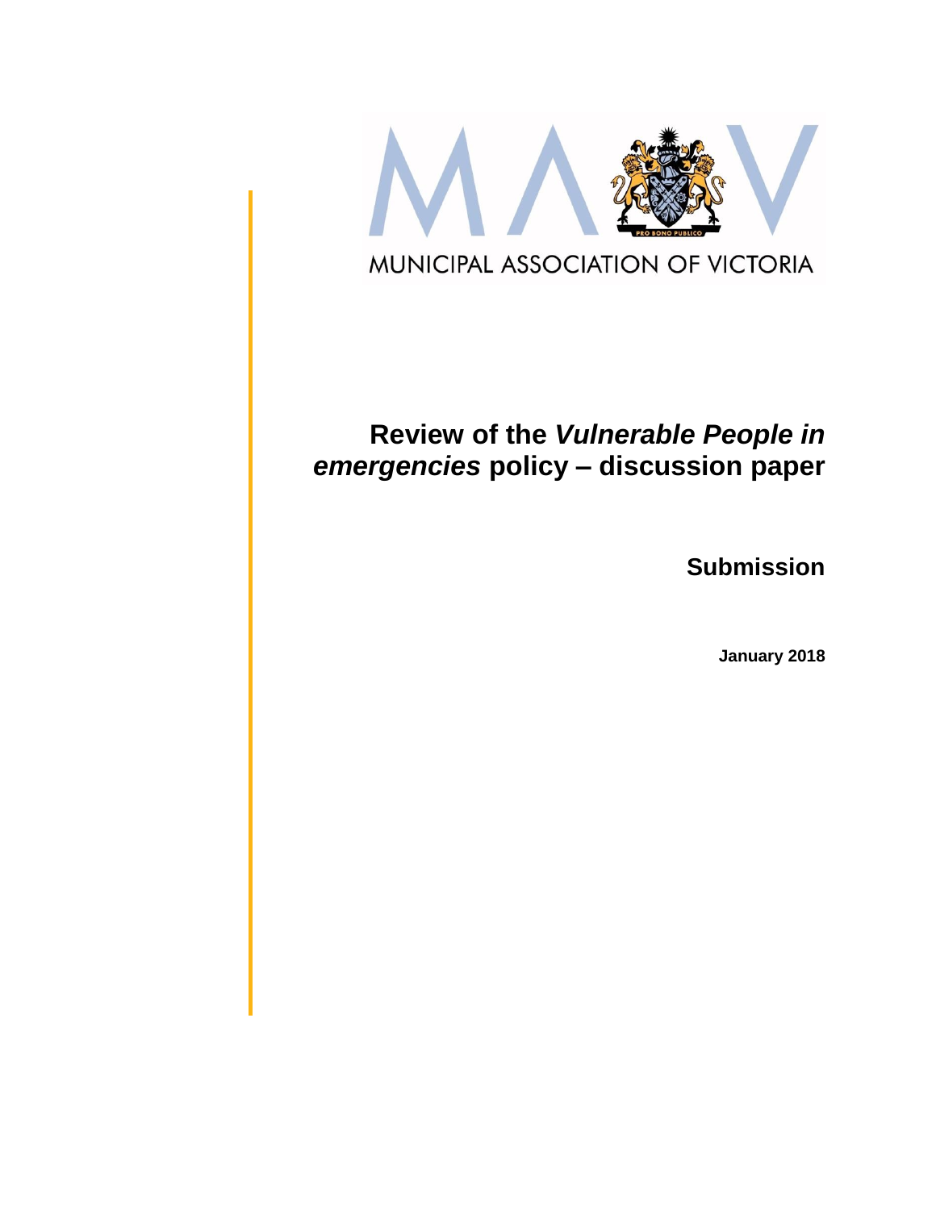MUNICIPAL ASSOCIATION OF VICTORIA

# Review of the *Vulnerable People in emergencies* policy – discussion paper

## Submission

**January 2018**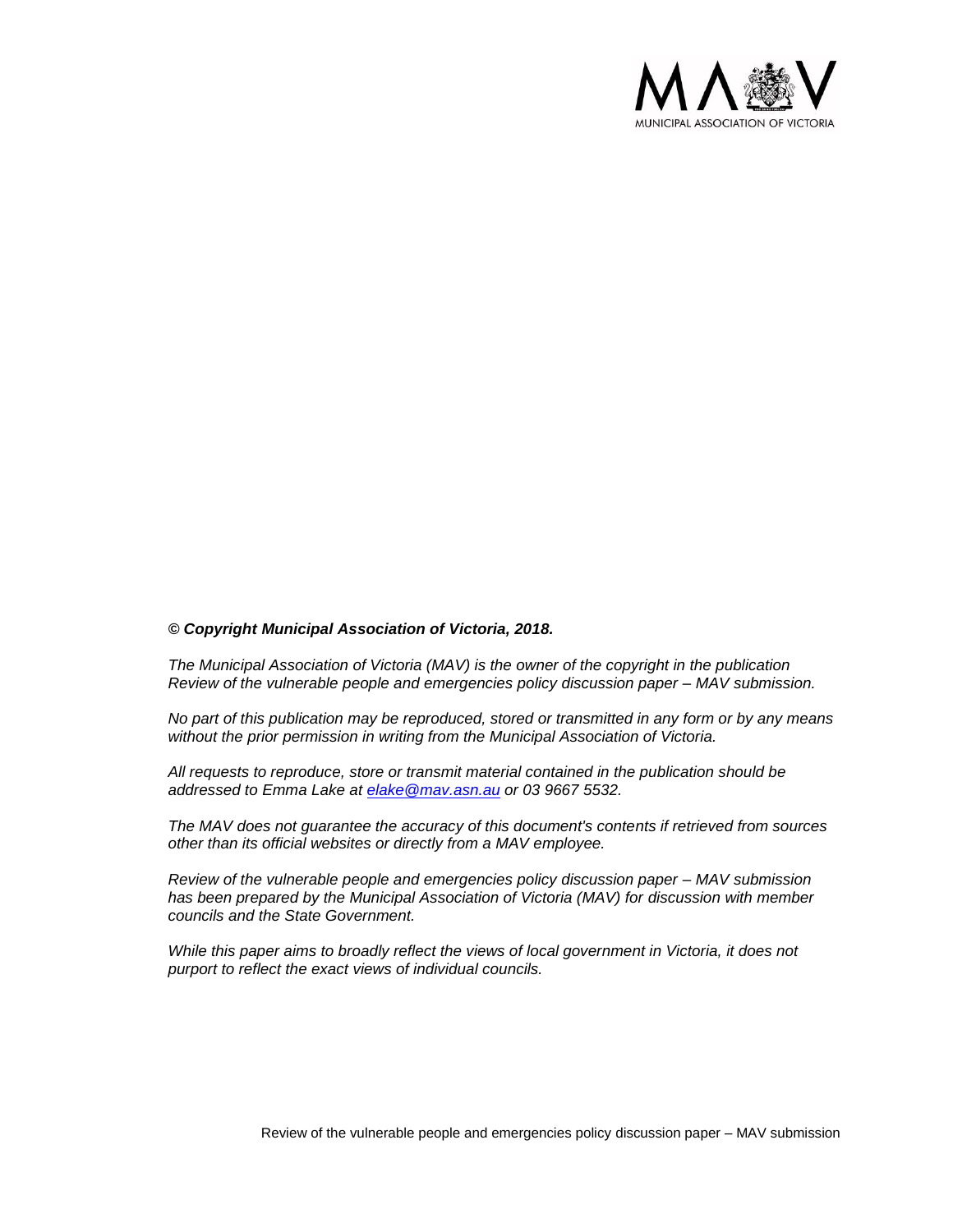***© Copyright Municipal Association of Victoria, 2018.***

*The Municipal Association of Victoria (MAV) is the owner of the copyright in the publication Review of the vulnerable people and emergencies policy discussion paper – MAV submission.*

*No part of this publication may be reproduced, stored or transmitted in any form or by any means without the prior permission in writing from the Municipal Association of Victoria.*

*All requests to reproduce, store or transmit material contained in the publication should be addressed to Emma Lake at elake@mav.asn.au or 03 9667 5532.*

*The MAV does not guarantee the accuracy of this document's contents if retrieved from sources other than its official websites or directly from a MAV employee.*

*Review of the vulnerable people and emergencies policy discussion paper – MAV submission has been prepared by the Municipal Association of Victoria (MAV) for discussion with member councils and the State Government.*

*While this paper aims to broadly reflect the views of local government in Victoria, it does not purport to reflect the exact views of individual councils.*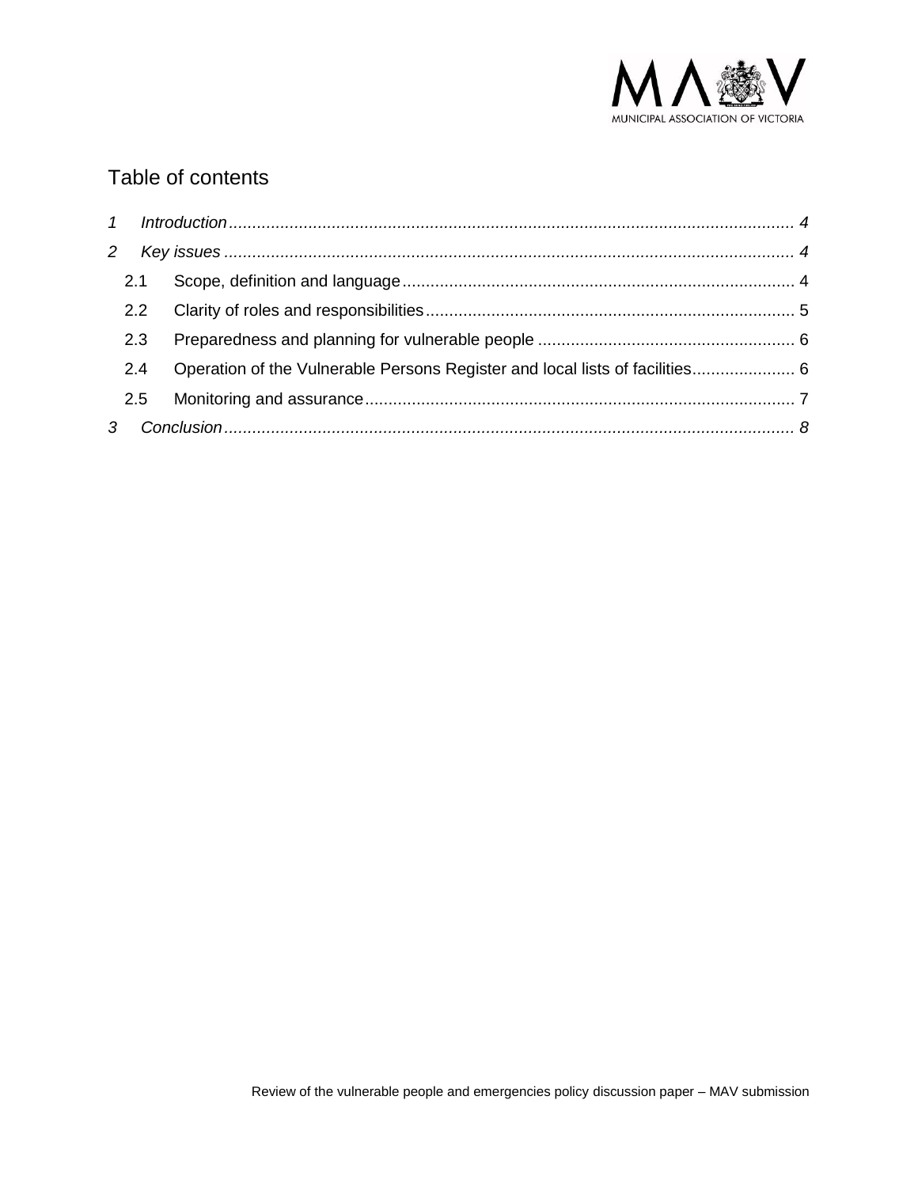## Table of contents

1 *Introduction* ........ 4

2 *Key issues* ........ 4

- 2.1 Scope, definition and language ........ 4
- 2.2 Clarity of roles and responsibilities ........ 5
- 2.3 Preparedness and planning for vulnerable people ........ 6
- 2.4 Operation of the Vulnerable Persons Register and local lists of facilities ........ 6
- 2.5 Monitoring and assurance ........ 7

3 *Conclusion* ........ 8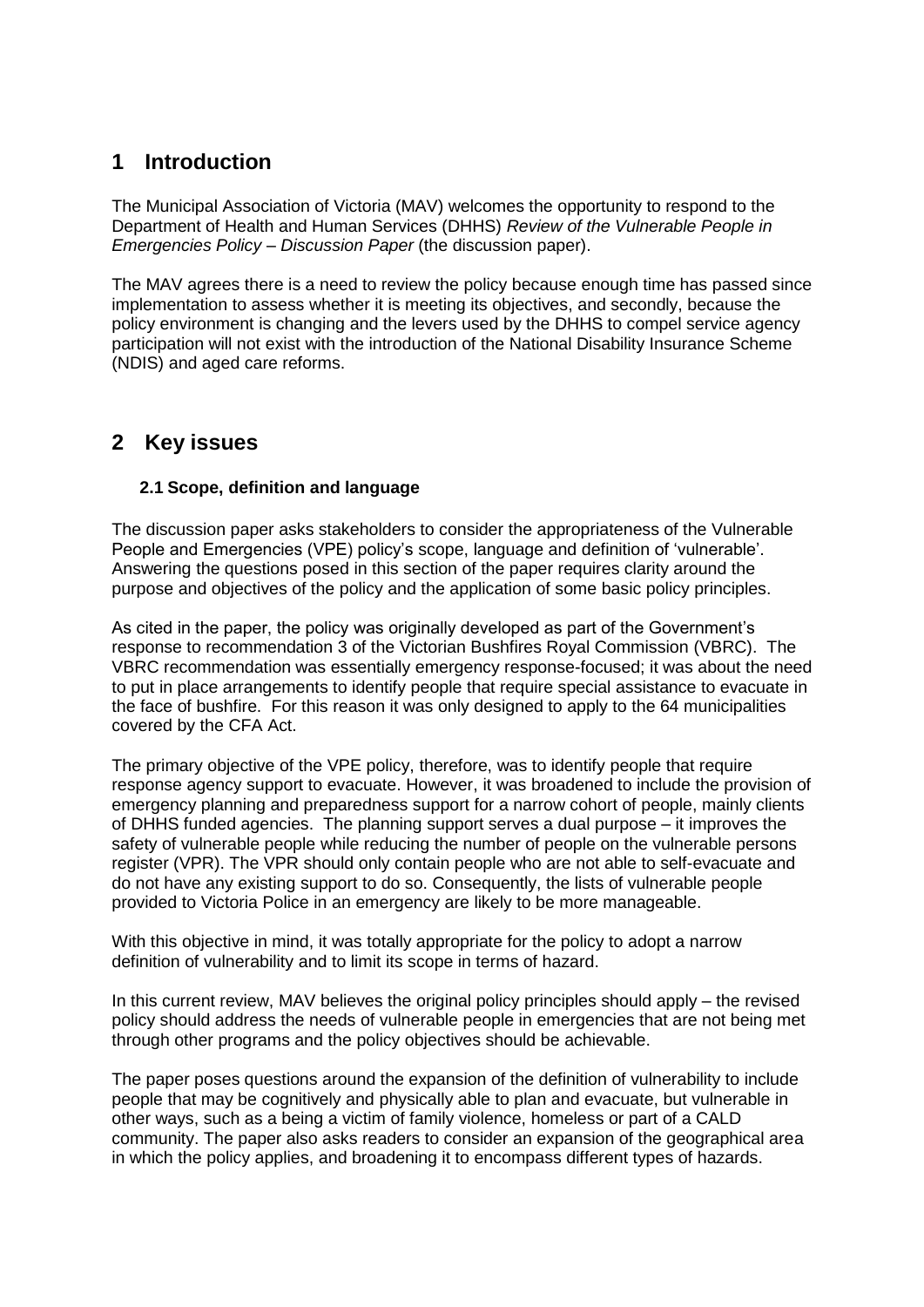# 1 Introduction

The Municipal Association of Victoria (MAV) welcomes the opportunity to respond to the Department of Health and Human Services (DHHS) *Review of the Vulnerable People in Emergencies Policy – Discussion Paper* (the discussion paper).

The MAV agrees there is a need to review the policy because enough time has passed since implementation to assess whether it is meeting its objectives, and secondly, because the policy environment is changing and the levers used by the DHHS to compel service agency participation will not exist with the introduction of the National Disability Insurance Scheme (NDIS) and aged care reforms.

# 2 Key issues

### 2.1 Scope, definition and language

The discussion paper asks stakeholders to consider the appropriateness of the Vulnerable People and Emergencies (VPE) policy's scope, language and definition of 'vulnerable'. Answering the questions posed in this section of the paper requires clarity around the purpose and objectives of the policy and the application of some basic policy principles.

As cited in the paper, the policy was originally developed as part of the Government's response to recommendation 3 of the Victorian Bushfires Royal Commission (VBRC). The VBRC recommendation was essentially emergency response-focused; it was about the need to put in place arrangements to identify people that require special assistance to evacuate in the face of bushfire. For this reason it was only designed to apply to the 64 municipalities covered by the CFA Act.

The primary objective of the VPE policy, therefore, was to identify people that require response agency support to evacuate. However, it was broadened to include the provision of emergency planning and preparedness support for a narrow cohort of people, mainly clients of DHHS funded agencies. The planning support serves a dual purpose – it improves the safety of vulnerable people while reducing the number of people on the vulnerable persons register (VPR). The VPR should only contain people who are not able to self-evacuate and do not have any existing support to do so. Consequently, the lists of vulnerable people provided to Victoria Police in an emergency are likely to be more manageable.

With this objective in mind, it was totally appropriate for the policy to adopt a narrow definition of vulnerability and to limit its scope in terms of hazard.

In this current review, MAV believes the original policy principles should apply – the revised policy should address the needs of vulnerable people in emergencies that are not being met through other programs and the policy objectives should be achievable.

The paper poses questions around the expansion of the definition of vulnerability to include people that may be cognitively and physically able to plan and evacuate, but vulnerable in other ways, such as a being a victim of family violence, homeless or part of a CALD community. The paper also asks readers to consider an expansion of the geographical area in which the policy applies, and broadening it to encompass different types of hazards.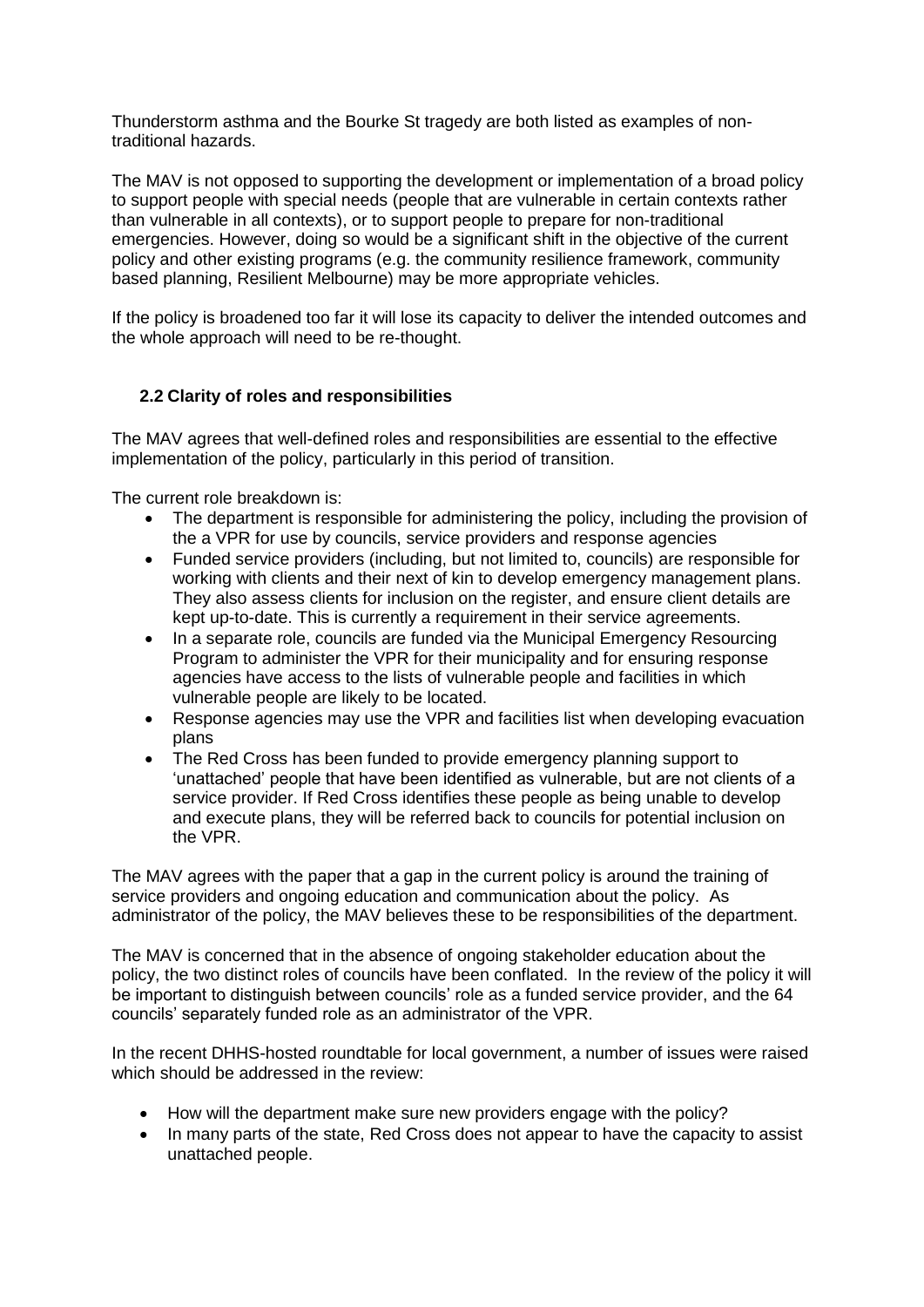Thunderstorm asthma and the Bourke St tragedy are both listed as examples of non-traditional hazards.

The MAV is not opposed to supporting the development or implementation of a broad policy to support people with special needs (people that are vulnerable in certain contexts rather than vulnerable in all contexts), or to support people to prepare for non-traditional emergencies. However, doing so would be a significant shift in the objective of the current policy and other existing programs (e.g. the community resilience framework, community based planning, Resilient Melbourne) may be more appropriate vehicles.

If the policy is broadened too far it will lose its capacity to deliver the intended outcomes and the whole approach will need to be re-thought.

### 2.2 Clarity of roles and responsibilities

The MAV agrees that well-defined roles and responsibilities are essential to the effective implementation of the policy, particularly in this period of transition.

The current role breakdown is:

- The department is responsible for administering the policy, including the provision of the a VPR for use by councils, service providers and response agencies
- Funded service providers (including, but not limited to, councils) are responsible for working with clients and their next of kin to develop emergency management plans. They also assess clients for inclusion on the register, and ensure client details are kept up-to-date. This is currently a requirement in their service agreements.
- In a separate role, councils are funded via the Municipal Emergency Resourcing Program to administer the VPR for their municipality and for ensuring response agencies have access to the lists of vulnerable people and facilities in which vulnerable people are likely to be located.
- Response agencies may use the VPR and facilities list when developing evacuation plans
- The Red Cross has been funded to provide emergency planning support to 'unattached' people that have been identified as vulnerable, but are not clients of a service provider. If Red Cross identifies these people as being unable to develop and execute plans, they will be referred back to councils for potential inclusion on the VPR.

The MAV agrees with the paper that a gap in the current policy is around the training of service providers and ongoing education and communication about the policy. As administrator of the policy, the MAV believes these to be responsibilities of the department.

The MAV is concerned that in the absence of ongoing stakeholder education about the policy, the two distinct roles of councils have been conflated. In the review of the policy it will be important to distinguish between councils' role as a funded service provider, and the 64 councils' separately funded role as an administrator of the VPR.

In the recent DHHS-hosted roundtable for local government, a number of issues were raised which should be addressed in the review:

- How will the department make sure new providers engage with the policy?
- In many parts of the state, Red Cross does not appear to have the capacity to assist unattached people.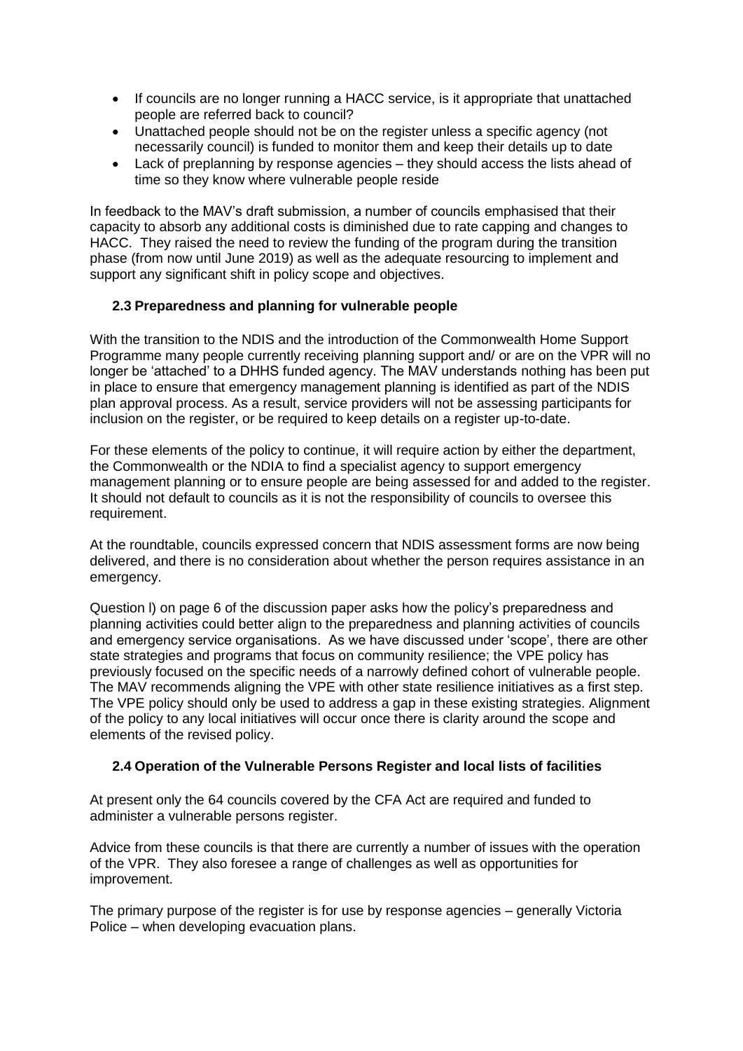- If councils are no longer running a HACC service, is it appropriate that unattached people are referred back to council?
- Unattached people should not be on the register unless a specific agency (not necessarily council) is funded to monitor them and keep their details up to date
- Lack of preplanning by response agencies – they should access the lists ahead of time so they know where vulnerable people reside

In feedback to the MAV's draft submission, a number of councils emphasised that their capacity to absorb any additional costs is diminished due to rate capping and changes to HACC. They raised the need to review the funding of the program during the transition phase (from now until June 2019) as well as the adequate resourcing to implement and support any significant shift in policy scope and objectives.

### 2.3 Preparedness and planning for vulnerable people

With the transition to the NDIS and the introduction of the Commonwealth Home Support Programme many people currently receiving planning support and/ or are on the VPR will no longer be 'attached' to a DHHS funded agency. The MAV understands nothing has been put in place to ensure that emergency management planning is identified as part of the NDIS plan approval process. As a result, service providers will not be assessing participants for inclusion on the register, or be required to keep details on a register up-to-date.

For these elements of the policy to continue, it will require action by either the department, the Commonwealth or the NDIA to find a specialist agency to support emergency management planning or to ensure people are being assessed for and added to the register. It should not default to councils as it is not the responsibility of councils to oversee this requirement.

At the roundtable, councils expressed concern that NDIS assessment forms are now being delivered, and there is no consideration about whether the person requires assistance in an emergency.

Question l) on page 6 of the discussion paper asks how the policy's preparedness and planning activities could better align to the preparedness and planning activities of councils and emergency service organisations. As we have discussed under 'scope', there are other state strategies and programs that focus on community resilience; the VPE policy has previously focused on the specific needs of a narrowly defined cohort of vulnerable people. The MAV recommends aligning the VPE with other state resilience initiatives as a first step. The VPE policy should only be used to address a gap in these existing strategies. Alignment of the policy to any local initiatives will occur once there is clarity around the scope and elements of the revised policy.

### 2.4 Operation of the Vulnerable Persons Register and local lists of facilities

At present only the 64 councils covered by the CFA Act are required and funded to administer a vulnerable persons register.

Advice from these councils is that there are currently a number of issues with the operation of the VPR. They also foresee a range of challenges as well as opportunities for improvement.

The primary purpose of the register is for use by response agencies – generally Victoria Police – when developing evacuation plans.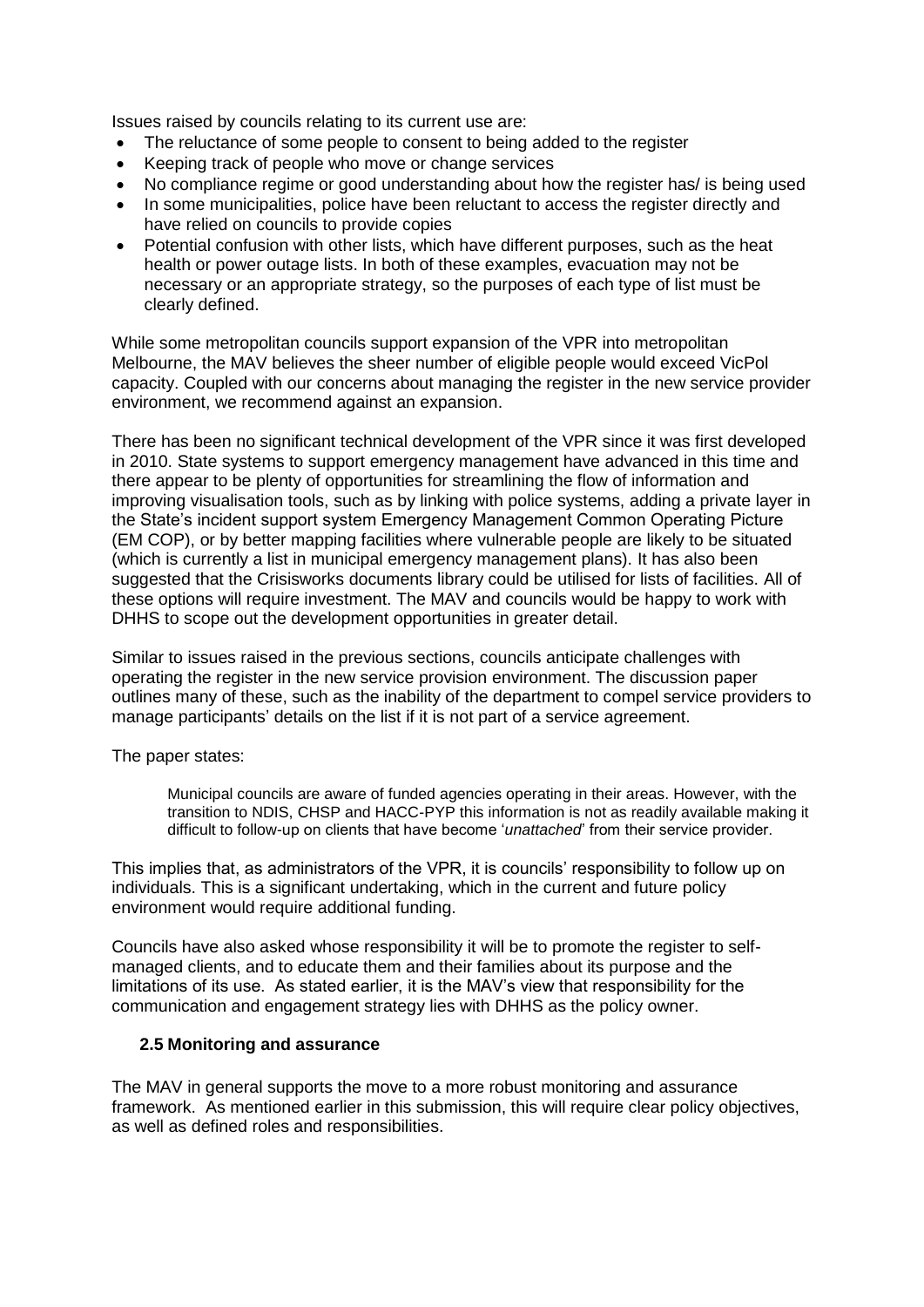Issues raised by councils relating to its current use are:

- The reluctance of some people to consent to being added to the register
- Keeping track of people who move or change services
- No compliance regime or good understanding about how the register has/ is being used
- In some municipalities, police have been reluctant to access the register directly and have relied on councils to provide copies
- Potential confusion with other lists, which have different purposes, such as the heat health or power outage lists. In both of these examples, evacuation may not be necessary or an appropriate strategy, so the purposes of each type of list must be clearly defined.

While some metropolitan councils support expansion of the VPR into metropolitan Melbourne, the MAV believes the sheer number of eligible people would exceed VicPol capacity. Coupled with our concerns about managing the register in the new service provider environment, we recommend against an expansion.

There has been no significant technical development of the VPR since it was first developed in 2010. State systems to support emergency management have advanced in this time and there appear to be plenty of opportunities for streamlining the flow of information and improving visualisation tools, such as by linking with police systems, adding a private layer in the State's incident support system Emergency Management Common Operating Picture (EM COP), or by better mapping facilities where vulnerable people are likely to be situated (which is currently a list in municipal emergency management plans). It has also been suggested that the Crisisworks documents library could be utilised for lists of facilities. All of these options will require investment. The MAV and councils would be happy to work with DHHS to scope out the development opportunities in greater detail.

Similar to issues raised in the previous sections, councils anticipate challenges with operating the register in the new service provision environment. The discussion paper outlines many of these, such as the inability of the department to compel service providers to manage participants' details on the list if it is not part of a service agreement.

The paper states:

> Municipal councils are aware of funded agencies operating in their areas. However, with the transition to NDIS, CHSP and HACC-PYP this information is not as readily available making it difficult to follow-up on clients that have become '*unattached*' from their service provider.

This implies that, as administrators of the VPR, it is councils' responsibility to follow up on individuals. This is a significant undertaking, which in the current and future policy environment would require additional funding.

Councils have also asked whose responsibility it will be to promote the register to self-managed clients, and to educate them and their families about its purpose and the limitations of its use. As stated earlier, it is the MAV's view that responsibility for the communication and engagement strategy lies with DHHS as the policy owner.

### 2.5 Monitoring and assurance

The MAV in general supports the move to a more robust monitoring and assurance framework. As mentioned earlier in this submission, this will require clear policy objectives, as well as defined roles and responsibilities.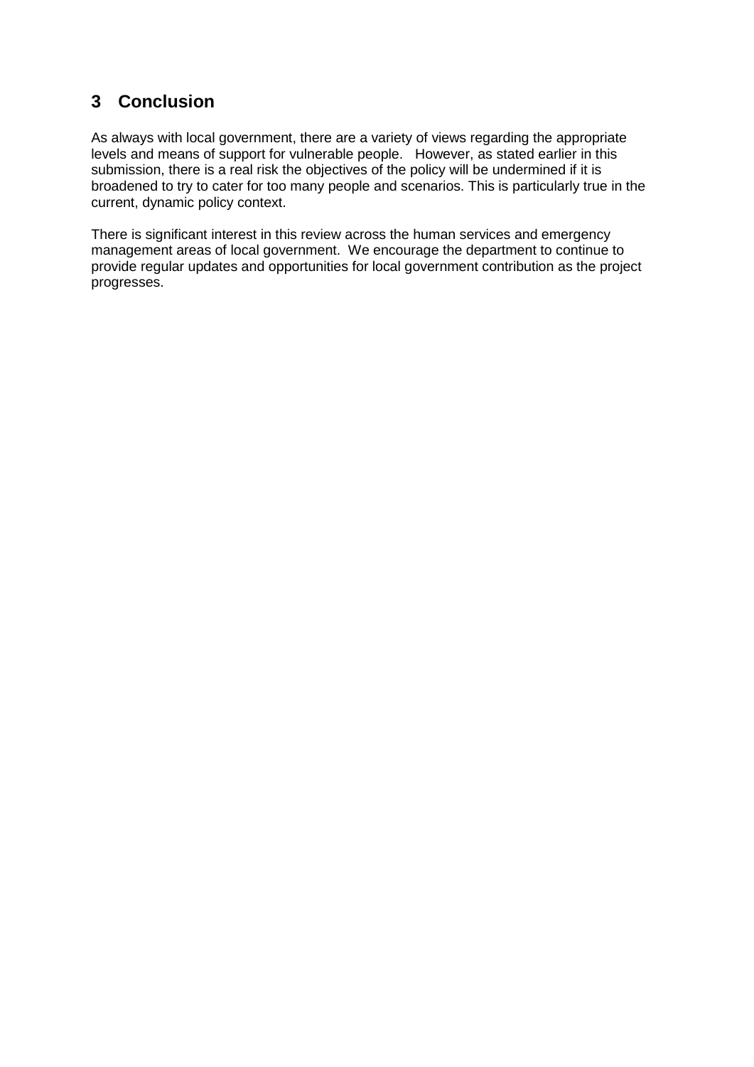## 3 Conclusion

As always with local government, there are a variety of views regarding the appropriate levels and means of support for vulnerable people. However, as stated earlier in this submission, there is a real risk the objectives of the policy will be undermined if it is broadened to try to cater for too many people and scenarios. This is particularly true in the current, dynamic policy context.

There is significant interest in this review across the human services and emergency management areas of local government. We encourage the department to continue to provide regular updates and opportunities for local government contribution as the project progresses.